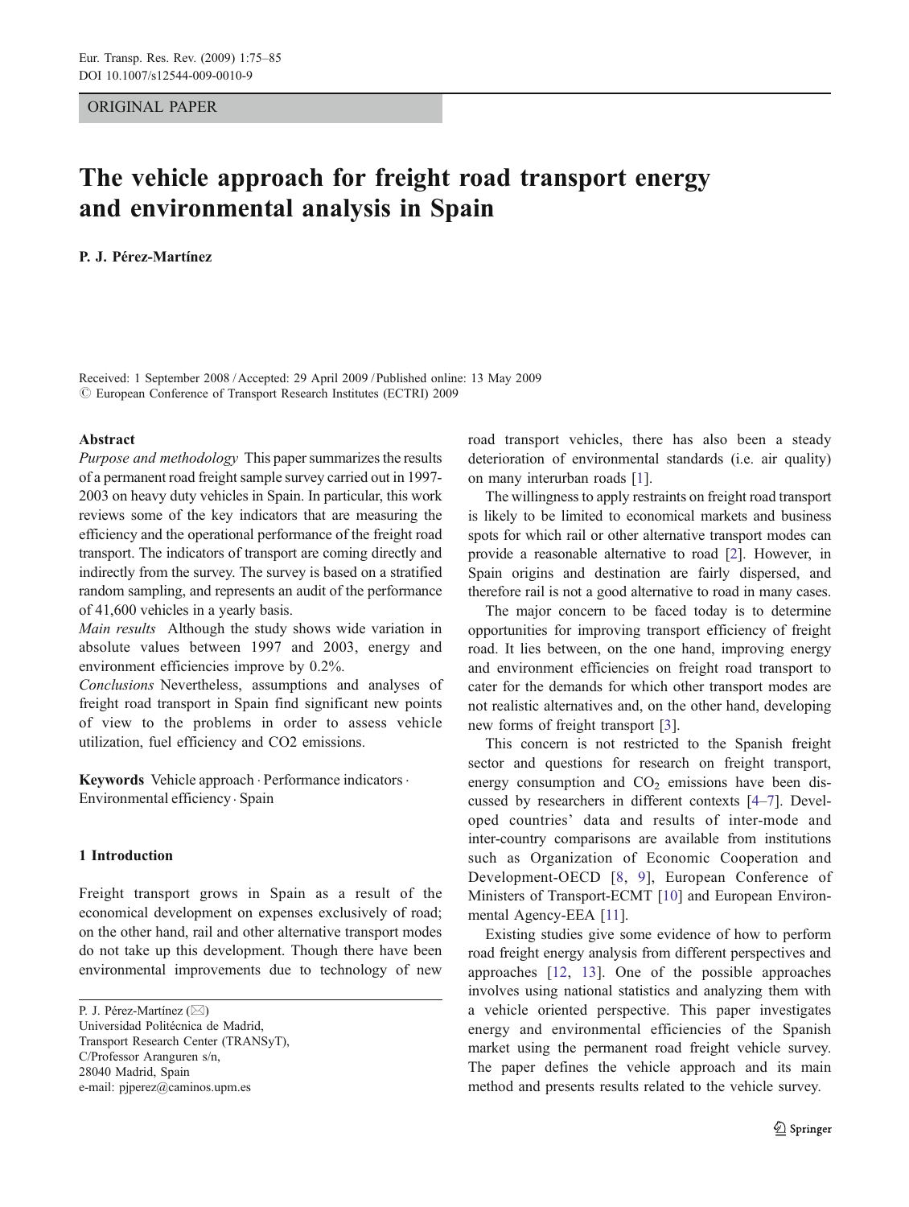ORIGINAL PAPER

# The vehicle approach for freight road transport energy and environmental analysis in Spain

**P. J. Pérez-Martínez**

Received: 1 September 2008 / Accepted: 29 April 2009 / Published online: 13 May 2009
© European Conference of Transport Research Institutes (ECTRI) 2009

**Abstract**

*Purpose and methodology* This paper summarizes the results of a permanent road freight sample survey carried out in 1997-2003 on heavy duty vehicles in Spain. In particular, this work reviews some of the key indicators that are measuring the efficiency and the operational performance of the freight road transport. The indicators of transport are coming directly and indirectly from the survey. The survey is based on a stratified random sampling, and represents an audit of the performance of 41,600 vehicles in a yearly basis.

*Main results* Although the study shows wide variation in absolute values between 1997 and 2003, energy and environment efficiencies improve by 0.2%.

*Conclusions* Nevertheless, assumptions and analyses of freight road transport in Spain find significant new points of view to the problems in order to assess vehicle utilization, fuel efficiency and CO2 emissions.

**Keywords** Vehicle approach · Performance indicators · Environmental efficiency · Spain

## 1 Introduction

Freight transport grows in Spain as a result of the economical development on expenses exclusively of road; on the other hand, rail and other alternative transport modes do not take up this development. Though there have been environmental improvements due to technology of new road transport vehicles, there has also been a steady deterioration of environmental standards (i.e. air quality) on many interurban roads [1].

The willingness to apply restraints on freight road transport is likely to be limited to economical markets and business spots for which rail or other alternative transport modes can provide a reasonable alternative to road [2]. However, in Spain origins and destination are fairly dispersed, and therefore rail is not a good alternative to road in many cases.

The major concern to be faced today is to determine opportunities for improving transport efficiency of freight road. It lies between, on the one hand, improving energy and environment efficiencies on freight road transport to cater for the demands for which other transport modes are not realistic alternatives and, on the other hand, developing new forms of freight transport [3].

This concern is not restricted to the Spanish freight sector and questions for research on freight transport, energy consumption and $CO_2$ emissions have been discussed by researchers in different contexts [4–7]. Developed countries' data and results of inter-mode and inter-country comparisons are available from institutions such as Organization of Economic Cooperation and Development-OECD [8, 9], European Conference of Ministers of Transport-ECMT [10] and European Environmental Agency-EEA [11].

Existing studies give some evidence of how to perform road freight energy analysis from different perspectives and approaches [12, 13]. One of the possible approaches involves using national statistics and analyzing them with a vehicle oriented perspective. This paper investigates energy and environmental efficiencies of the Spanish market using the permanent road freight vehicle survey. The paper defines the vehicle approach and its main method and presents results related to the vehicle survey.

P. J. Pérez-Martínez (✉)
Universidad Politécnica de Madrid,
Transport Research Center (TRANSyT),
C/Professor Aranguren s/n,
28040 Madrid, Spain
e-mail: pjperez@caminos.upm.es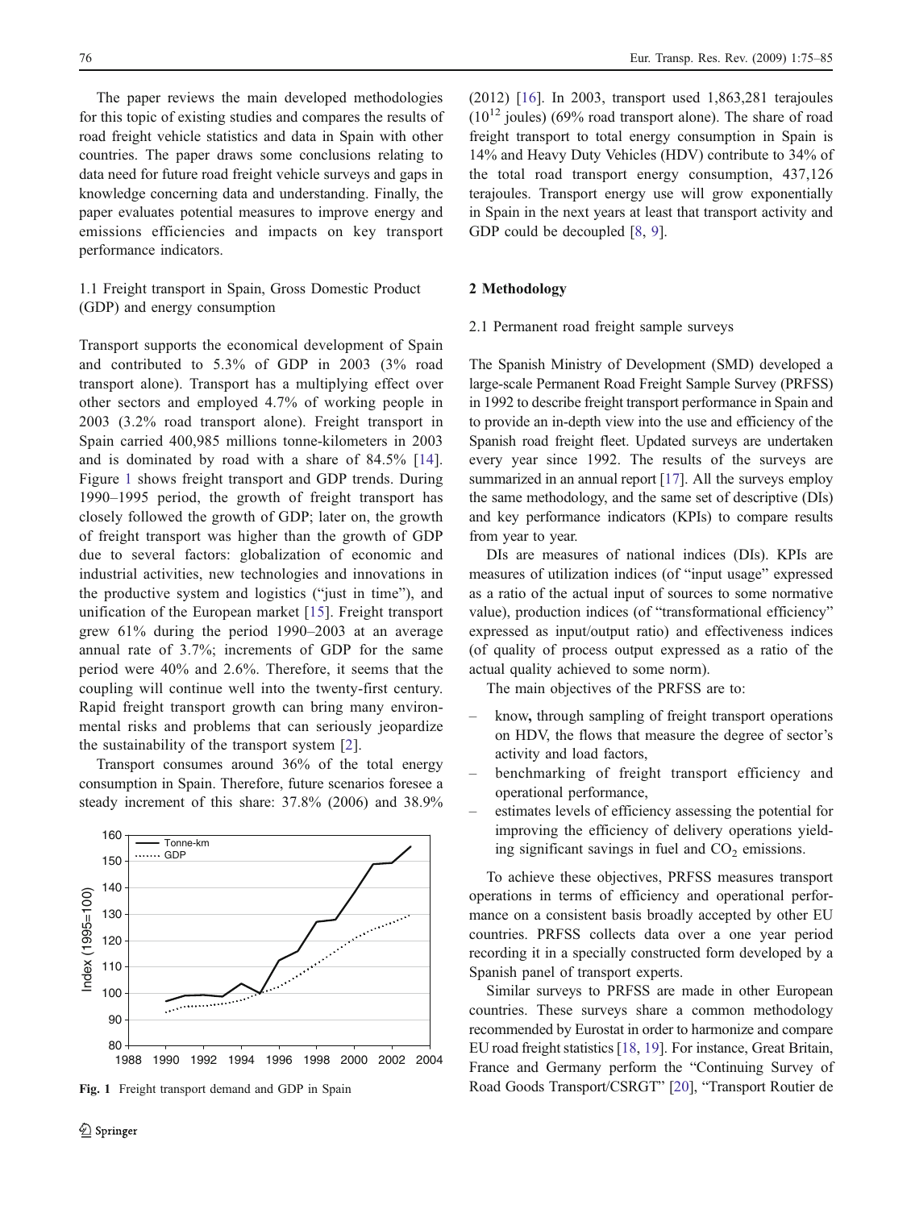The paper reviews the main developed methodologies for this topic of existing studies and compares the results of road freight vehicle statistics and data in Spain with other countries. The paper draws some conclusions relating to data need for future road freight vehicle surveys and gaps in knowledge concerning data and understanding. Finally, the paper evaluates potential measures to improve energy and emissions efficiencies and impacts on key transport performance indicators.

### 1.1 Freight transport in Spain, Gross Domestic Product (GDP) and energy consumption

Transport supports the economical development of Spain and contributed to 5.3% of GDP in 2003 (3% road transport alone). Transport has a multiplying effect over other sectors and employed 4.7% of working people in 2003 (3.2% road transport alone). Freight transport in Spain carried 400,985 millions tonne-kilometers in 2003 and is dominated by road with a share of 84.5% [14]. Figure 1 shows freight transport and GDP trends. During 1990–1995 period, the growth of freight transport has closely followed the growth of GDP; later on, the growth of freight transport was higher than the growth of GDP due to several factors: globalization of economic and industrial activities, new technologies and innovations in the productive system and logistics ("just in time"), and unification of the European market [15]. Freight transport grew 61% during the period 1990–2003 at an average annual rate of 3.7%; increments of GDP for the same period were 40% and 2.6%. Therefore, it seems that the coupling will continue well into the twenty-first century. Rapid freight transport growth can bring many environmental risks and problems that can seriously jeopardize the sustainability of the transport system [2].

Transport consumes around 36% of the total energy consumption in Spain. Therefore, future scenarios foresee a steady increment of this share: 37.8% (2006) and 38.9% (2012) [16]. In 2003, transport used 1,863,281 terajoules ($10^{12}$ joules) (69% road transport alone). The share of road freight transport to total energy consumption in Spain is 14% and Heavy Duty Vehicles (HDV) contribute to 34% of the total road transport energy consumption, 437,126 terajoules. Transport energy use will grow exponentially in Spain in the next years at least that transport activity and GDP could be decoupled [8, 9].

**Fig. 1** Freight transport demand and GDP in Spain

## 2 Methodology

### 2.1 Permanent road freight sample surveys

The Spanish Ministry of Development (SMD) developed a large-scale Permanent Road Freight Sample Survey (PRFSS) in 1992 to describe freight transport performance in Spain and to provide an in-depth view into the use and efficiency of the Spanish road freight fleet. Updated surveys are undertaken every year since 1992. The results of the surveys are summarized in an annual report [17]. All the surveys employ the same methodology, and the same set of descriptive (DIs) and key performance indicators (KPIs) to compare results from year to year.

DIs are measures of national indices (DIs). KPIs are measures of utilization indices (of "input usage" expressed as a ratio of the actual input of sources to some normative value), production indices (of "transformational efficiency" expressed as input/output ratio) and effectiveness indices (of quality of process output expressed as a ratio of the actual quality achieved to some norm).

The main objectives of the PRFSS are to:

- know, through sampling of freight transport operations on HDV, the flows that measure the degree of sector's activity and load factors,
- benchmarking of freight transport efficiency and operational performance,
- estimates levels of efficiency assessing the potential for improving the efficiency of delivery operations yielding significant savings in fuel and $CO_2$ emissions.

To achieve these objectives, PRFSS measures transport operations in terms of efficiency and operational performance on a consistent basis broadly accepted by other EU countries. PRFSS collects data over a one year period recording it in a specially constructed form developed by a Spanish panel of transport experts.

Similar surveys to PRFSS are made in other European countries. These surveys share a common methodology recommended by Eurostat in order to harmonize and compare EU road freight statistics [18, 19]. For instance, Great Britain, France and Germany perform the "Continuing Survey of Road Goods Transport/CSRGT" [20], "Transport Routier de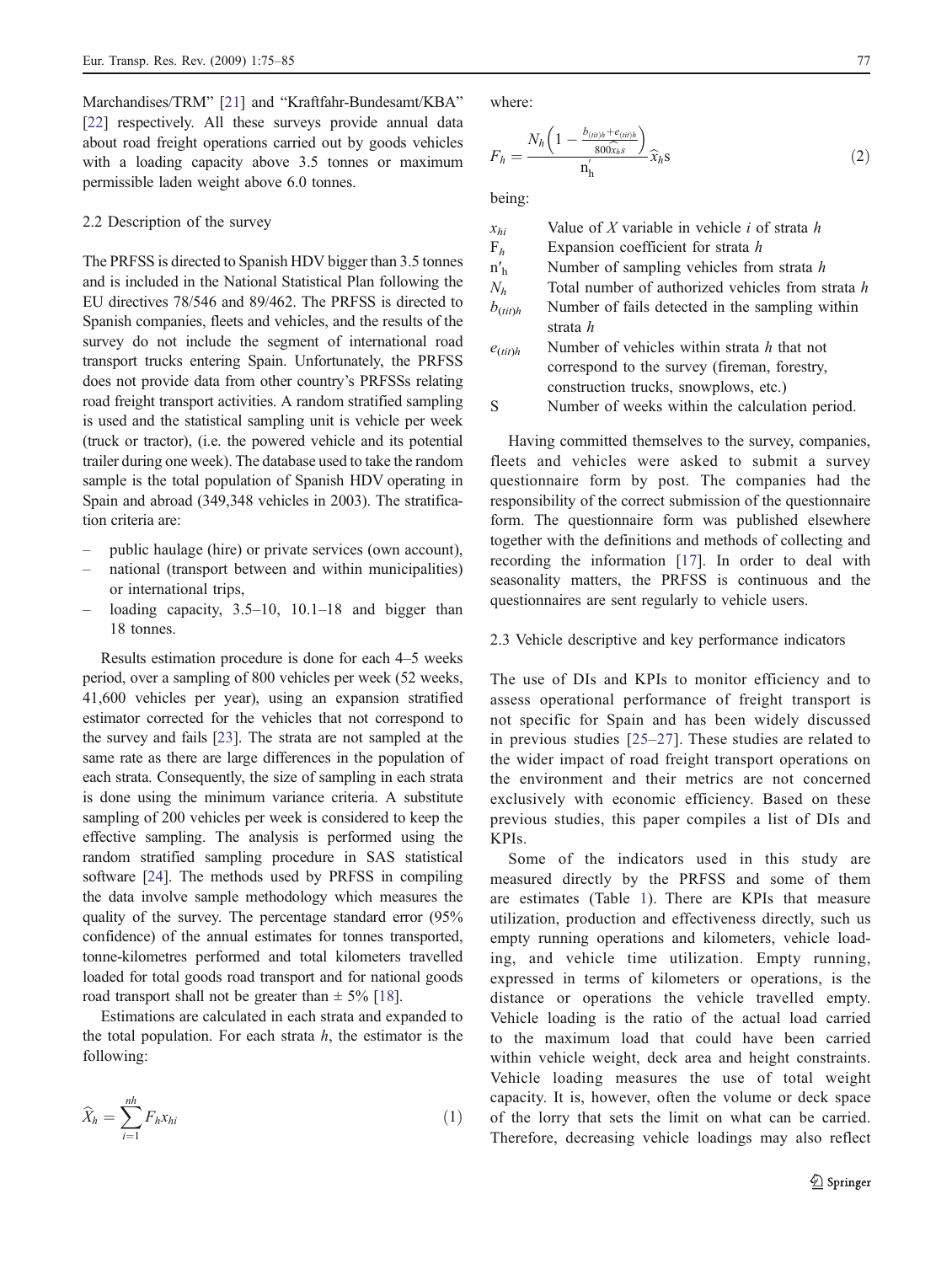Marchandises/TRM" [21] and "Kraftfahr-Bundesamt/KBA" [22] respectively. All these surveys provide annual data about road freight operations carried out by goods vehicles with a loading capacity above 3.5 tonnes or maximum permissible laden weight above 6.0 tonnes.

### 2.2 Description of the survey

The PRFSS is directed to Spanish HDV bigger than 3.5 tonnes and is included in the National Statistical Plan following the EU directives 78/546 and 89/462. The PRFSS is directed to Spanish companies, fleets and vehicles, and the results of the survey do not include the segment of international road transport trucks entering Spain. Unfortunately, the PRFSS does not provide data from other country's PRFSSs relating road freight transport activities. A random stratified sampling is used and the statistical sampling unit is vehicle per week (truck or tractor), (i.e. the powered vehicle and its potential trailer during one week). The database used to take the random sample is the total population of Spanish HDV operating in Spain and abroad (349,348 vehicles in 2003). The stratification criteria are:

- public haulage (hire) or private services (own account),
- national (transport between and within municipalities) or international trips,
- loading capacity, 3.5–10, 10.1–18 and bigger than 18 tonnes.

Results estimation procedure is done for each 4–5 weeks period, over a sampling of 800 vehicles per week (52 weeks, 41,600 vehicles per year), using an expansion stratified estimator corrected for the vehicles that not correspond to the survey and fails [23]. The strata are not sampled at the same rate as there are large differences in the population of each strata. Consequently, the size of sampling in each strata is done using the minimum variance criteria. A substitute sampling of 200 vehicles per week is considered to keep the effective sampling. The analysis is performed using the random stratified sampling procedure in SAS statistical software [24]. The methods used by PRFSS in compiling the data involve sample methodology which measures the quality of the survey. The percentage standard error (95% confidence) of the annual estimates for tonnes transported, tonne-kilometres performed and total kilometers travelled loaded for total goods road transport and for national goods road transport shall not be greater than ± 5% [18].

Estimations are calculated in each strata and expanded to the total population. For each strata $h$, the estimator is the following:

$$\widehat{X}_h = \sum_{i=1}^{nh} F_h x_{hi} \tag{1}$$

where:

$$F_h = \frac{N_h\left(1 - \frac{b_{(tit)h} + e_{(tit)h}}{800\widehat{x_h s}}\right)}{n'_h} \widehat{x}_h s \tag{2}$$

being:

- $x_{hi}$ Value of $X$ variable in vehicle $i$ of strata $h$
- $F_h$ Expansion coefficient for strata $h$
- $n'_h$ Number of sampling vehicles from strata $h$
- $N_h$ Total number of authorized vehicles from strata $h$
- $b_{(tit)h}$ Number of fails detected in the sampling within strata $h$
- $e_{(tit)h}$ Number of vehicles within strata $h$ that not correspond to the survey (fireman, forestry, construction trucks, snowplows, etc.)
- S Number of weeks within the calculation period.

Having committed themselves to the survey, companies, fleets and vehicles were asked to submit a survey questionnaire form by post. The companies had the responsibility of the correct submission of the questionnaire form. The questionnaire form was published elsewhere together with the definitions and methods of collecting and recording the information [17]. In order to deal with seasonality matters, the PRFSS is continuous and the questionnaires are sent regularly to vehicle users.

### 2.3 Vehicle descriptive and key performance indicators

The use of DIs and KPIs to monitor efficiency and to assess operational performance of freight transport is not specific for Spain and has been widely discussed in previous studies [25–27]. These studies are related to the wider impact of road freight transport operations on the environment and their metrics are not concerned exclusively with economic efficiency. Based on these previous studies, this paper compiles a list of DIs and KPIs.

Some of the indicators used in this study are measured directly by the PRFSS and some of them are estimates (Table 1). There are KPIs that measure utilization, production and effectiveness directly, such us empty running operations and kilometers, vehicle loading, and vehicle time utilization. Empty running, expressed in terms of kilometers or operations, is the distance or operations the vehicle travelled empty. Vehicle loading is the ratio of the actual load carried to the maximum load that could have been carried within vehicle weight, deck area and height constraints. Vehicle loading measures the use of total weight capacity. It is, however, often the volume or deck space of the lorry that sets the limit on what can be carried. Therefore, decreasing vehicle loadings may also reflect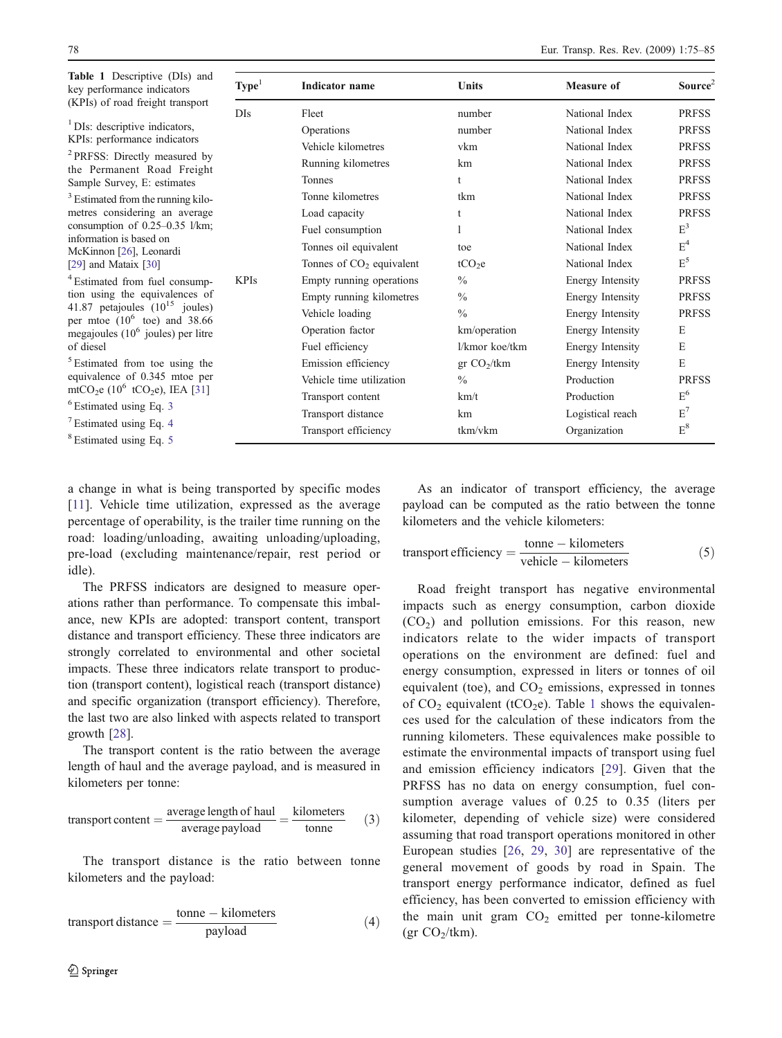**Table 1** Descriptive (DIs) and key performance indicators (KPIs) of road freight transport

| Type[1] | Indicator name | Units | Measure of | Source[2] |
|---|---|---|---|---|
| DIs | Fleet | number | National Index | PRFSS |
| | Operations | number | National Index | PRFSS |
| | Vehicle kilometres | vkm | National Index | PRFSS |
| | Running kilometres | km | National Index | PRFSS |
| | Tonnes | t | National Index | PRFSS |
| | Tonne kilometres | tkm | National Index | PRFSS |
| | Load capacity | t | National Index | PRFSS |
| | Fuel consumption | l | National Index | E[3] |
| | Tonnes oil equivalent | toe | National Index | E[4] |
| | Tonnes of $CO_2$ equivalent | $tCO_2e$ | National Index | E[5] |
| KPIs | Empty running operations | % | Energy Intensity | PRFSS |
| | Empty running kilometres | % | Energy Intensity | PRFSS |
| | Vehicle loading | % | Energy Intensity | PRFSS |
| | Operation factor | km/operation | Energy Intensity | E |
| | Fuel efficiency | l/kmor koe/tkm | Energy Intensity | E |
| | Emission efficiency | gr $CO_2$/tkm | Energy Intensity | E |
| | Vehicle time utilization | % | Production | PRFSS |
| | Transport content | km/t | Production | E[6] |
| | Transport distance | km | Logistical reach | E[7] |
| | Transport efficiency | tkm/vkm | Organization | E[8] |

[1] DIs: descriptive indicators, KPIs: performance indicators

[2] PRFSS: Directly measured by the Permanent Road Freight Sample Survey, E: estimates

[3] Estimated from the running kilometres considering an average consumption of 0.25–0.35 l/km; information is based on McKinnon [26], Leonardi [29] and Mataix [30]

[4] Estimated from fuel consumption using the equivalences of 41.87 petajoules ($10^{15}$ joules) per mtoe ($10^6$ toe) and 38.66 megajoules ($10^6$ joules) per litre of diesel

[5] Estimated from toe using the equivalence of 0.345 mtoe per $mtCO_2e$ ($10^6$ $tCO_2e$), IEA [31]

[6] Estimated using Eq. 3

[7] Estimated using Eq. 4

[8] Estimated using Eq. 5

a change in what is being transported by specific modes [11]. Vehicle time utilization, expressed as the average percentage of operability, is the trailer time running on the road: loading/unloading, awaiting unloading/uploading, pre-load (excluding maintenance/repair, rest period or idle).

The PRFSS indicators are designed to measure operations rather than performance. To compensate this imbalance, new KPIs are adopted: transport content, transport distance and transport efficiency. These three indicators are strongly correlated to environmental and other societal impacts. These three indicators relate transport to production (transport content), logistical reach (transport distance) and specific organization (transport efficiency). Therefore, the last two are also linked with aspects related to transport growth [28].

The transport content is the ratio between the average length of haul and the average payload, and is measured in kilometers per tonne:

$$\text{transport content} = \frac{\text{average length of haul}}{\text{average payload}} = \frac{\text{kilometers}}{\text{tonne}} \tag{3}$$

The transport distance is the ratio between tonne kilometers and the payload:

$$\text{transport distance} = \frac{\text{tonne} - \text{kilometers}}{\text{payload}} \tag{4}$$

As an indicator of transport efficiency, the average payload can be computed as the ratio between the tonne kilometers and the vehicle kilometers:

$$\text{transport efficiency} = \frac{\text{tonne} - \text{kilometers}}{\text{vehicle} - \text{kilometers}} \tag{5}$$

Road freight transport has negative environmental impacts such as energy consumption, carbon dioxide ($CO_2$) and pollution emissions. For this reason, new indicators relate to the wider impacts of transport operations on the environment are defined: fuel and energy consumption, expressed in liters or tonnes of oil equivalent (toe), and $CO_2$ emissions, expressed in tonnes of $CO_2$ equivalent ($tCO_2e$). Table 1 shows the equivalences used for the calculation of these indicators from the running kilometers. These equivalences make possible to estimate the environmental impacts of transport using fuel and emission efficiency indicators [29]. Given that the PRFSS has no data on energy consumption, fuel consumption average values of 0.25 to 0.35 (liters per kilometer, depending of vehicle size) were considered assuming that road transport operations monitored in other European studies [26, 29, 30] are representative of the general movement of goods by road in Spain. The transport energy performance indicator, defined as fuel efficiency, has been converted to emission efficiency with the main unit gram $CO_2$ emitted per tonne-kilometre (gr $CO_2$/tkm).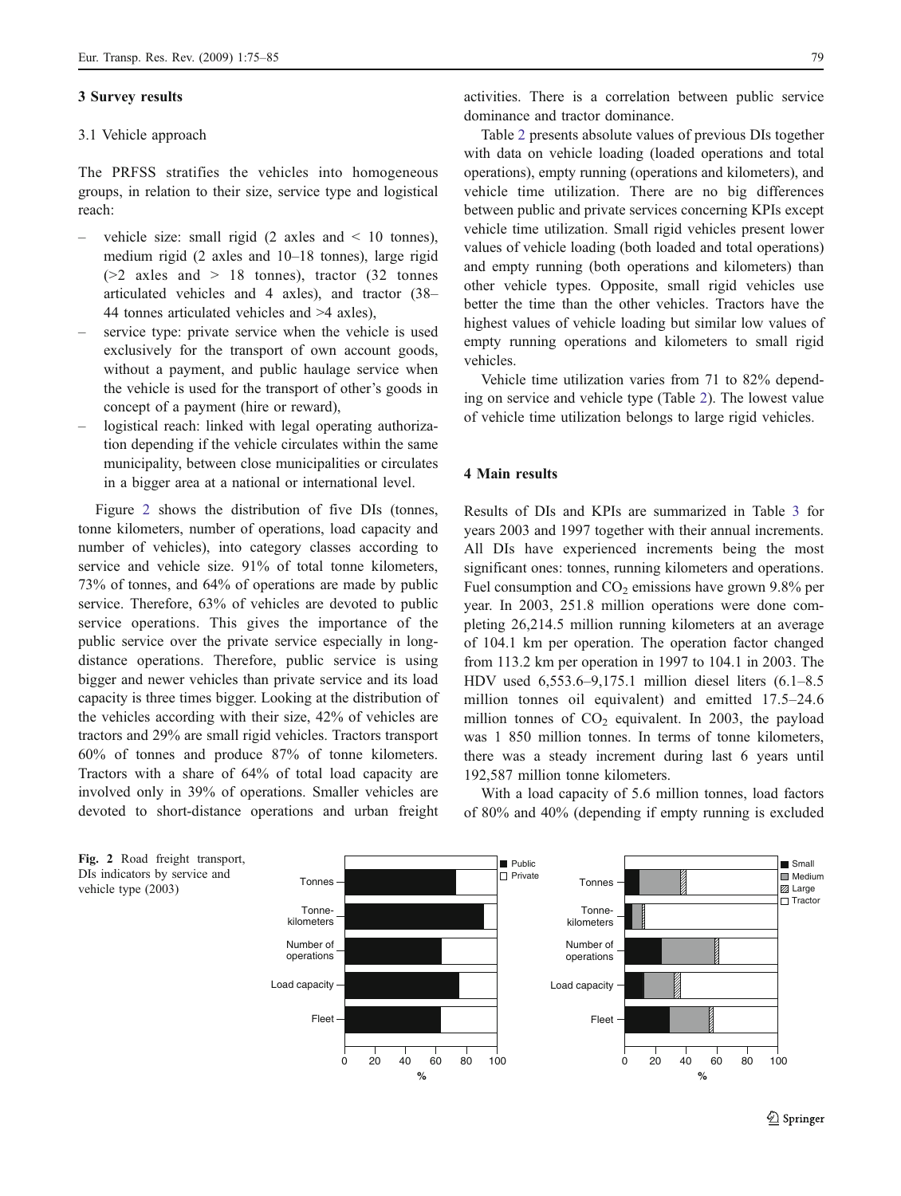## 3 Survey results

### 3.1 Vehicle approach

The PRFSS stratifies the vehicles into homogeneous groups, in relation to their size, service type and logistical reach:

- vehicle size: small rigid (2 axles and < 10 tonnes), medium rigid (2 axles and 10–18 tonnes), large rigid (>2 axles and > 18 tonnes), tractor (32 tonnes articulated vehicles and 4 axles), and tractor (38–44 tonnes articulated vehicles and >4 axles),
- service type: private service when the vehicle is used exclusively for the transport of own account goods, without a payment, and public haulage service when the vehicle is used for the transport of other's goods in concept of a payment (hire or reward),
- logistical reach: linked with legal operating authorization depending if the vehicle circulates within the same municipality, between close municipalities or circulates in a bigger area at a national or international level.

Figure 2 shows the distribution of five DIs (tonnes, tonne kilometers, number of operations, load capacity and number of vehicles), into category classes according to service and vehicle size. 91% of total tonne kilometers, 73% of tonnes, and 64% of operations are made by public service. Therefore, 63% of vehicles are devoted to public service operations. This gives the importance of the public service over the private service especially in long-distance operations. Therefore, public service is using bigger and newer vehicles than private service and its load capacity is three times bigger. Looking at the distribution of the vehicles according with their size, 42% of vehicles are tractors and 29% are small rigid vehicles. Tractors transport 60% of tonnes and produce 87% of tonne kilometers. Tractors with a share of 64% of total load capacity are involved only in 39% of operations. Smaller vehicles are devoted to short-distance operations and urban freight activities. There is a correlation between public service dominance and tractor dominance.

Table 2 presents absolute values of previous DIs together with data on vehicle loading (loaded operations and total operations), empty running (operations and kilometers), and vehicle time utilization. There are no big differences between public and private services concerning KPIs except vehicle time utilization. Small rigid vehicles present lower values of vehicle loading (both loaded and total operations) and empty running (both operations and kilometers) than other vehicle types. Opposite, small rigid vehicles use better the time than the other vehicles. Tractors have the highest values of vehicle loading but similar low values of empty running operations and kilometers to small rigid vehicles.

Vehicle time utilization varies from 71 to 82% depending on service and vehicle type (Table 2). The lowest value of vehicle time utilization belongs to large rigid vehicles.

## 4 Main results

Results of DIs and KPIs are summarized in Table 3 for years 2003 and 1997 together with their annual increments. All DIs have experienced increments being the most significant ones: tonnes, running kilometers and operations. Fuel consumption and $CO_2$ emissions have grown 9.8% per year. In 2003, 251.8 million operations were done completing 26,214.5 million running kilometers at an average of 104.1 km per operation. The operation factor changed from 113.2 km per operation in 1997 to 104.1 in 2003. The HDV used 6,553.6–9,175.1 million diesel liters (6.1–8.5 million tonnes oil equivalent) and emitted 17.5–24.6 million tonnes of $CO_2$ equivalent. In 2003, the payload was 1 850 million tonnes. In terms of tonne kilometers, there was a steady increment during last 6 years until 192,587 million tonne kilometers.

With a load capacity of 5.6 million tonnes, load factors of 80% and 40% (depending if empty running is excluded

**Fig. 2** Road freight transport, DIs indicators by service and vehicle type (2003)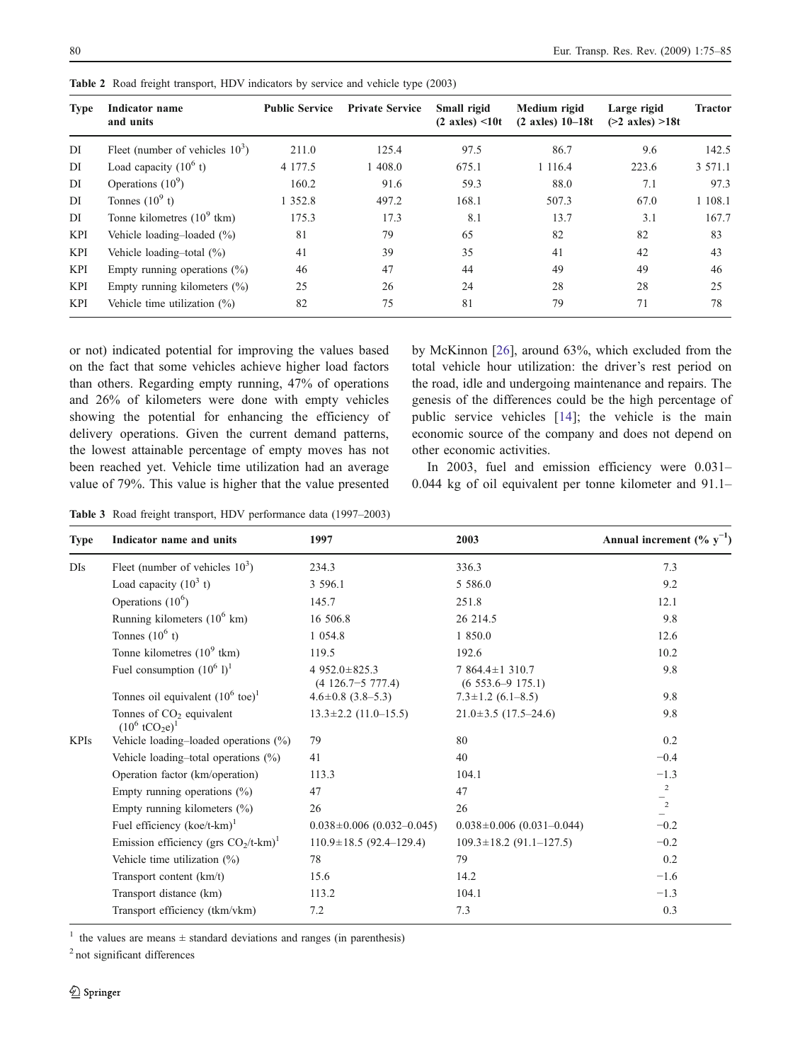**Table 2** Road freight transport, HDV indicators by service and vehicle type (2003)

| Type | Indicator name and units | Public Service | Private Service | Small rigid (2 axles) <10t | Medium rigid (2 axles) 10–18t | Large rigid (>2 axles) >18t | Tractor |
|---|---|---|---|---|---|---|---|
| DI | Fleet (number of vehicles $10^3$) | 211.0 | 125.4 | 97.5 | 86.7 | 9.6 | 142.5 |
| DI | Load capacity ($10^6$ t) | 4 177.5 | 1 408.0 | 675.1 | 1 116.4 | 223.6 | 3 571.1 |
| DI | Operations ($10^9$) | 160.2 | 91.6 | 59.3 | 88.0 | 7.1 | 97.3 |
| DI | Tonnes ($10^9$ t) | 1 352.8 | 497.2 | 168.1 | 507.3 | 67.0 | 1 108.1 |
| DI | Tonne kilometres ($10^9$ tkm) | 175.3 | 17.3 | 8.1 | 13.7 | 3.1 | 167.7 |
| KPI | Vehicle loading–loaded (%) | 81 | 79 | 65 | 82 | 82 | 83 |
| KPI | Vehicle loading–total (%) | 41 | 39 | 35 | 41 | 42 | 43 |
| KPI | Empty running operations (%) | 46 | 47 | 44 | 49 | 49 | 46 |
| KPI | Empty running kilometers (%) | 25 | 26 | 24 | 28 | 28 | 25 |
| KPI | Vehicle time utilization (%) | 82 | 75 | 81 | 79 | 71 | 78 |

or not) indicated potential for improving the values based on the fact that some vehicles achieve higher load factors than others. Regarding empty running, 47% of operations and 26% of kilometers were done with empty vehicles showing the potential for enhancing the efficiency of delivery operations. Given the current demand patterns, the lowest attainable percentage of empty moves has not been reached yet. Vehicle time utilization had an average value of 79%. This value is higher that the value presented by McKinnon [26], around 63%, which excluded from the total vehicle hour utilization: the driver's rest period on the road, idle and undergoing maintenance and repairs. The genesis of the differences could be the high percentage of public service vehicles [14]; the vehicle is the main economic source of the company and does not depend on other economic activities.

In 2003, fuel and emission efficiency were 0.031–0.044 kg of oil equivalent per tonne kilometer and 91.1–

**Table 3** Road freight transport, HDV performance data (1997–2003)

| Type | Indicator name and units | 1997 | 2003 | Annual increment (% $y^{-1}$) |
|---|---|---|---|---|
| DIs | Fleet (number of vehicles $10^3$) | 234.3 | 336.3 | 7.3 |
| | Load capacity ($10^3$ t) | 3 596.1 | 5 586.0 | 9.2 |
| | Operations ($10^6$) | 145.7 | 251.8 | 12.1 |
| | Running kilometers ($10^6$ km) | 16 506.8 | 26 214.5 | 9.8 |
| | Tonnes ($10^6$ t) | 1 054.8 | 1 850.0 | 12.6 |
| | Tonne kilometres ($10^9$ tkm) | 119.5 | 192.6 | 10.2 |
| | Fuel consumption ($10^6$ l)[1] | 4 952.0±825.3 (4 126.7–5 777.4) | 7 864.4±1 310.7 (6 553.6–9 175.1) | 9.8 |
| | Tonnes oil equivalent ($10^6$ toe)[1] | 4.6±0.8 (3.8–5.3) | 7.3±1.2 (6.1–8.5) | 9.8 |
| | Tonnes of $CO_2$ equivalent ($10^6$ $tCO_2e$)[1] | 13.3±2.2 (11.0–15.5) | 21.0±3.5 (17.5–24.6) | 9.8 |
| KPIs | Vehicle loading–loaded operations (%) | 79 | 80 | 0.2 |
| | Vehicle loading–total operations (%) | 41 | 40 | −0.4 |
| | Operation factor (km/operation) | 113.3 | 104.1 | −1.3 |
| | Empty running operations (%) | 47 | 47 | –[2] |
| | Empty running kilometers (%) | 26 | 26 | –[2] |
| | Fuel efficiency (koe/t-km)[1] | 0.038±0.006 (0.032–0.045) | 0.038±0.006 (0.031–0.044) | −0.2 |
| | Emission efficiency (grs $CO_2$/t-km)[1] | 110.9±18.5 (92.4–129.4) | 109.3±18.2 (91.1–127.5) | −0.2 |
| | Vehicle time utilization (%) | 78 | 79 | 0.2 |
| | Transport content (km/t) | 15.6 | 14.2 | −1.6 |
| | Transport distance (km) | 113.2 | 104.1 | −1.3 |
| | Transport efficiency (tkm/vkm) | 7.2 | 7.3 | 0.3 |

[1] the values are means ± standard deviations and ranges (in parenthesis)

[2] not significant differences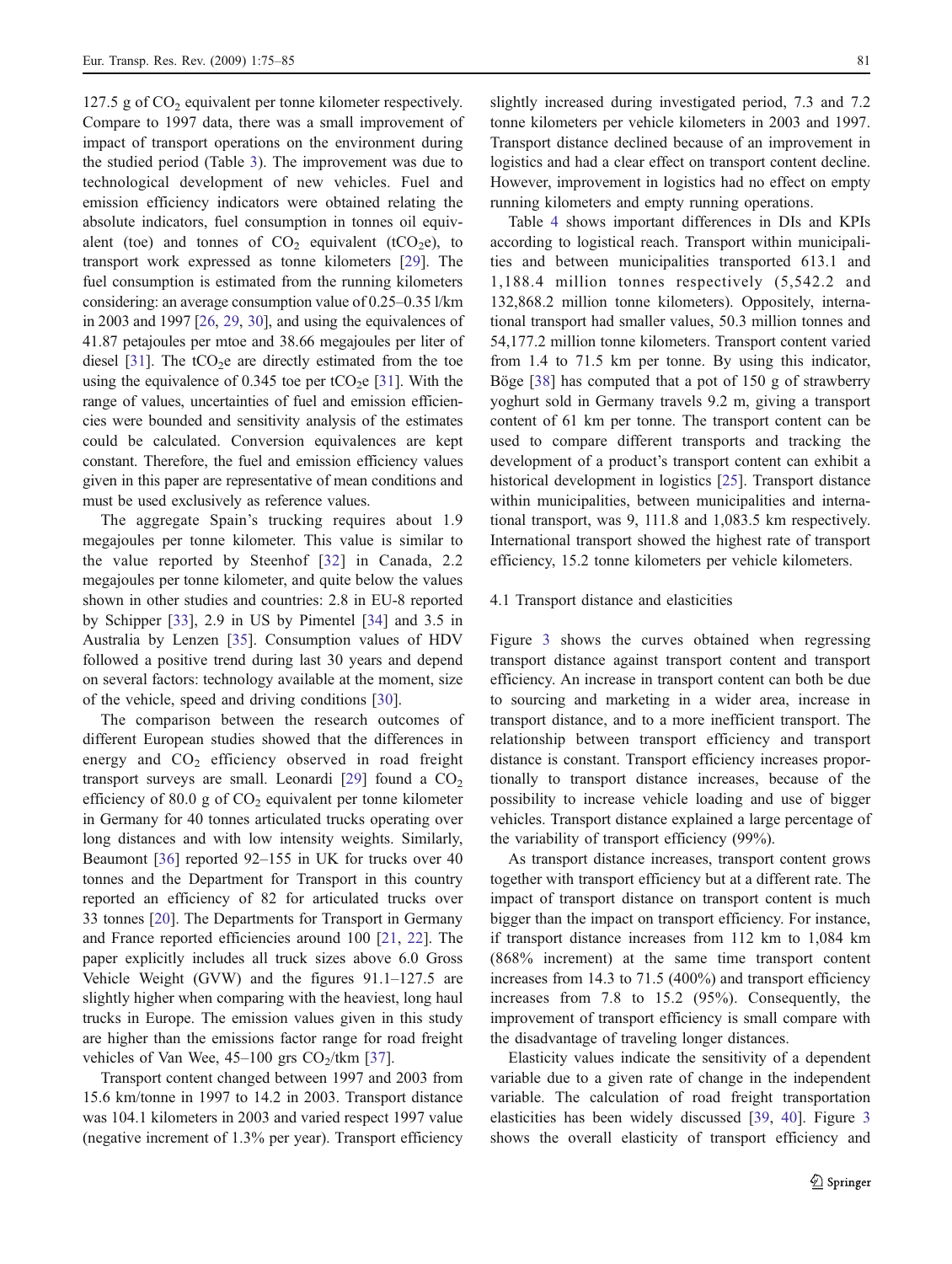127.5 g of $CO_2$ equivalent per tonne kilometer respectively. Compare to 1997 data, there was a small improvement of impact of transport operations on the environment during the studied period (Table 3). The improvement was due to technological development of new vehicles. Fuel and emission efficiency indicators were obtained relating the absolute indicators, fuel consumption in tonnes oil equivalent (toe) and tonnes of $CO_2$ equivalent ($tCO_2e$), to transport work expressed as tonne kilometers [29]. The fuel consumption is estimated from the running kilometers considering: an average consumption value of 0.25–0.35 l/km in 2003 and 1997 [26, 29, 30], and using the equivalences of 41.87 petajoules per mtoe and 38.66 megajoules per liter of diesel [31]. The $tCO_2e$ are directly estimated from the toe using the equivalence of 0.345 toe per $tCO_2e$ [31]. With the range of values, uncertainties of fuel and emission efficiencies were bounded and sensitivity analysis of the estimates could be calculated. Conversion equivalences are kept constant. Therefore, the fuel and emission efficiency values given in this paper are representative of mean conditions and must be used exclusively as reference values.

The aggregate Spain's trucking requires about 1.9 megajoules per tonne kilometer. This value is similar to the value reported by Steenhof [32] in Canada, 2.2 megajoules per tonne kilometer, and quite below the values shown in other studies and countries: 2.8 in EU-8 reported by Schipper [33], 2.9 in US by Pimentel [34] and 3.5 in Australia by Lenzen [35]. Consumption values of HDV followed a positive trend during last 30 years and depend on several factors: technology available at the moment, size of the vehicle, speed and driving conditions [30].

The comparison between the research outcomes of different European studies showed that the differences in energy and $CO_2$ efficiency observed in road freight transport surveys are small. Leonardi [29] found a $CO_2$ efficiency of 80.0 g of $CO_2$ equivalent per tonne kilometer in Germany for 40 tonnes articulated trucks operating over long distances and with low intensity weights. Similarly, Beaumont [36] reported 92–155 in UK for trucks over 40 tonnes and the Department for Transport in this country reported an efficiency of 82 for articulated trucks over 33 tonnes [20]. The Departments for Transport in Germany and France reported efficiencies around 100 [21, 22]. The paper explicitly includes all truck sizes above 6.0 Gross Vehicle Weight (GVW) and the figures 91.1–127.5 are slightly higher when comparing with the heaviest, long haul trucks in Europe. The emission values given in this study are higher than the emissions factor range for road freight vehicles of Van Wee, 45–100 grs $CO_2$/tkm [37].

Transport content changed between 1997 and 2003 from 15.6 km/tonne in 1997 to 14.2 in 2003. Transport distance was 104.1 kilometers in 2003 and varied respect 1997 value (negative increment of 1.3% per year). Transport efficiency slightly increased during investigated period, 7.3 and 7.2 tonne kilometers per vehicle kilometers in 2003 and 1997. Transport distance declined because of an improvement in logistics and had a clear effect on transport content decline. However, improvement in logistics had no effect on empty running kilometers and empty running operations.

Table 4 shows important differences in DIs and KPIs according to logistical reach. Transport within municipalities and between municipalities transported 613.1 and 1,188.4 million tonnes respectively (5,542.2 and 132,868.2 million tonne kilometers). Oppositely, international transport had smaller values, 50.3 million tonnes and 54,177.2 million tonne kilometers. Transport content varied from 1.4 to 71.5 km per tonne. By using this indicator, Böge [38] has computed that a pot of 150 g of strawberry yoghurt sold in Germany travels 9.2 m, giving a transport content of 61 km per tonne. The transport content can be used to compare different transports and tracking the development of a product's transport content can exhibit a historical development in logistics [25]. Transport distance within municipalities, between municipalities and international transport, was 9, 111.8 and 1,083.5 km respectively. International transport showed the highest rate of transport efficiency, 15.2 tonne kilometers per vehicle kilometers.

### 4.1 Transport distance and elasticities

Figure 3 shows the curves obtained when regressing transport distance against transport content and transport efficiency. An increase in transport content can both be due to sourcing and marketing in a wider area, increase in transport distance, and to a more inefficient transport. The relationship between transport efficiency and transport distance is constant. Transport efficiency increases proportionally to transport distance increases, because of the possibility to increase vehicle loading and use of bigger vehicles. Transport distance explained a large percentage of the variability of transport efficiency (99%).

As transport distance increases, transport content grows together with transport efficiency but at a different rate. The impact of transport distance on transport content is much bigger than the impact on transport efficiency. For instance, if transport distance increases from 112 km to 1,084 km (868% increment) at the same time transport content increases from 14.3 to 71.5 (400%) and transport efficiency increases from 7.8 to 15.2 (95%). Consequently, the improvement of transport efficiency is small compare with the disadvantage of traveling longer distances.

Elasticity values indicate the sensitivity of a dependent variable due to a given rate of change in the independent variable. The calculation of road freight transportation elasticities has been widely discussed [39, 40]. Figure 3 shows the overall elasticity of transport efficiency and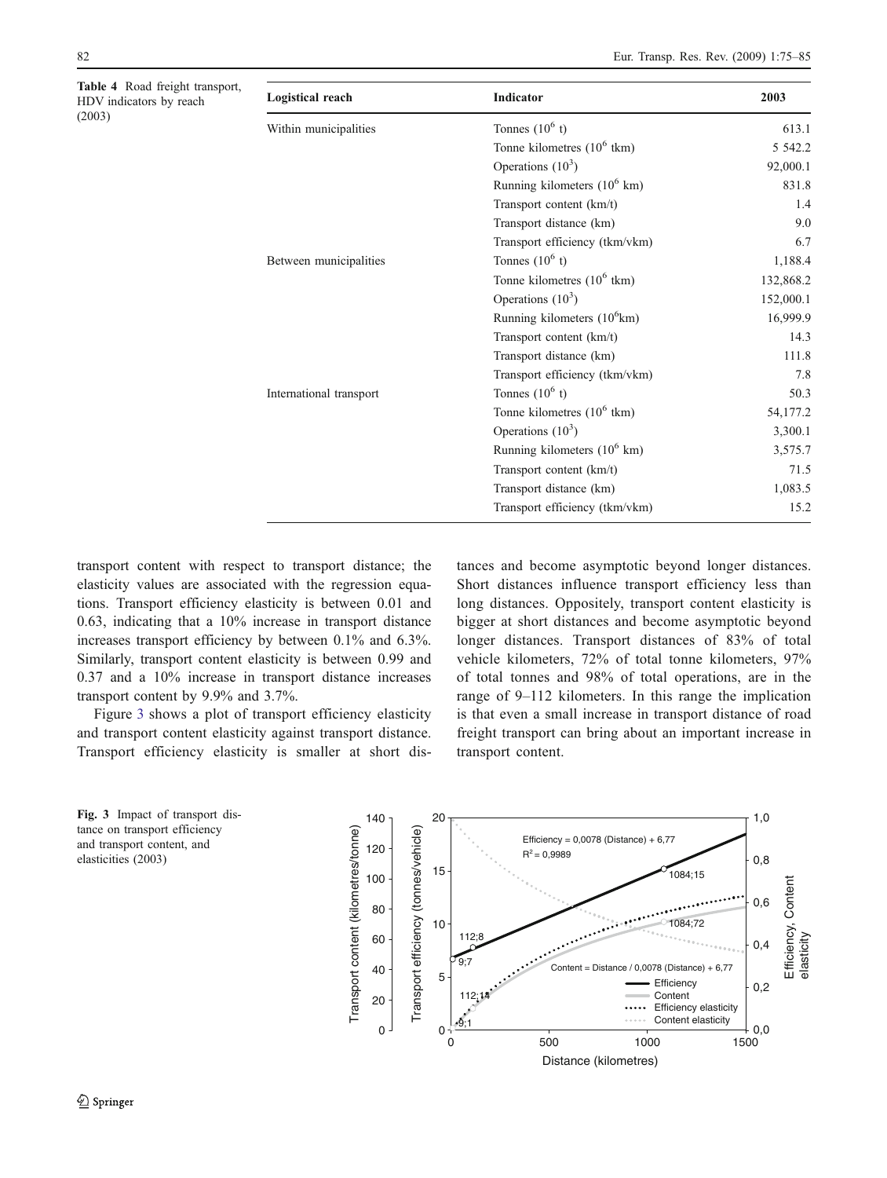Table 4 Road freight transport, HDV indicators by reach (2003)

| Logistical reach | Indicator | 2003 |
|---|---|---|
| Within municipalities | Tonnes ($10^6$ t) | 613.1 |
| | Tonne kilometres ($10^6$ tkm) | 5 542.2 |
| | Operations ($10^3$) | 92,000.1 |
| | Running kilometers ($10^6$ km) | 831.8 |
| | Transport content (km/t) | 1.4 |
| | Transport distance (km) | 9.0 |
| | Transport efficiency (tkm/vkm) | 6.7 |
| Between municipalities | Tonnes ($10^6$ t) | 1,188.4 |
| | Tonne kilometres ($10^6$ tkm) | 132,868.2 |
| | Operations ($10^3$) | 152,000.1 |
| | Running kilometers ($10^6$km) | 16,999.9 |
| | Transport content (km/t) | 14.3 |
| | Transport distance (km) | 111.8 |
| | Transport efficiency (tkm/vkm) | 7.8 |
| International transport | Tonnes ($10^6$ t) | 50.3 |
| | Tonne kilometres ($10^6$ tkm) | 54,177.2 |
| | Operations ($10^3$) | 3,300.1 |
| | Running kilometers ($10^6$ km) | 3,575.7 |
| | Transport content (km/t) | 71.5 |
| | Transport distance (km) | 1,083.5 |
| | Transport efficiency (tkm/vkm) | 15.2 |

transport content with respect to transport distance; the elasticity values are associated with the regression equations. Transport efficiency elasticity is between 0.01 and 0.63, indicating that a 10% increase in transport distance increases transport efficiency by between 0.1% and 6.3%. Similarly, transport content elasticity is between 0.99 and 0.37 and a 10% increase in transport distance increases transport content by 9.9% and 3.7%.

Figure 3 shows a plot of transport efficiency elasticity and transport content elasticity against transport distance. Transport efficiency elasticity is smaller at short distances and become asymptotic beyond longer distances. Short distances influence transport efficiency less than long distances. Oppositely, transport content elasticity is bigger at short distances and become asymptotic beyond longer distances. Transport distances of 83% of total vehicle kilometers, 72% of total tonne kilometers, 97% of total tonnes and 98% of total operations, are in the range of 9–112 kilometers. In this range the implication is that even a small increase in transport distance of road freight transport can bring about an important increase in transport content.

Fig. 3 Impact of transport distance on transport efficiency and transport content, and elasticities (2003)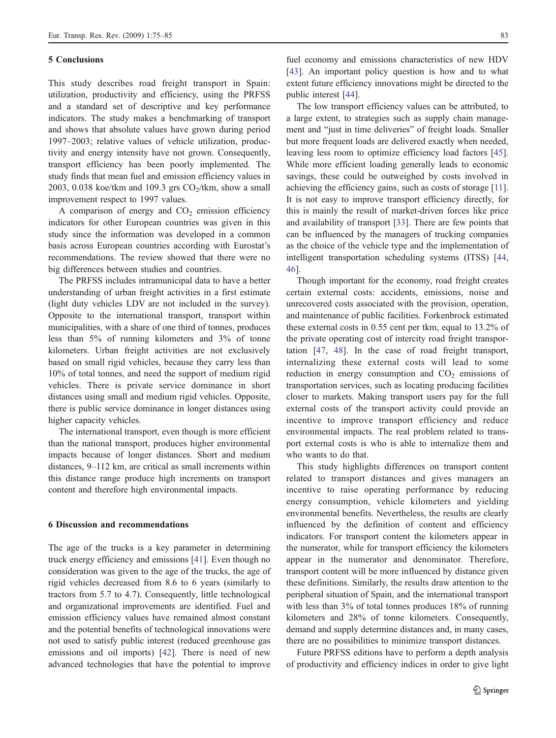## 5 Conclusions

This study describes road freight transport in Spain: utilization, productivity and efficiency, using the PRFSS and a standard set of descriptive and key performance indicators. The study makes a benchmarking of transport and shows that absolute values have grown during period 1997–2003; relative values of vehicle utilization, productivity and energy intensity have not grown. Consequently, transport efficiency has been poorly implemented. The study finds that mean fuel and emission efficiency values in 2003, 0.038 koe/tkm and 109.3 grs $CO_2$/tkm, show a small improvement respect to 1997 values.

A comparison of energy and $CO_2$ emission efficiency indicators for other European countries was given in this study since the information was developed in a common basis across European countries according with Eurostat's recommendations. The review showed that there were no big differences between studies and countries.

The PRFSS includes intramunicipal data to have a better understanding of urban freight activities in a first estimate (light duty vehicles LDV are not included in the survey). Opposite to the international transport, transport within municipalities, with a share of one third of tonnes, produces less than 5% of running kilometers and 3% of tonne kilometers. Urban freight activities are not exclusively based on small rigid vehicles, because they carry less than 10% of total tonnes, and need the support of medium rigid vehicles. There is private service dominance in short distances using small and medium rigid vehicles. Opposite, there is public service dominance in longer distances using higher capacity vehicles.

The international transport, even though is more efficient than the national transport, produces higher environmental impacts because of longer distances. Short and medium distances, 9–112 km, are critical as small increments within this distance range produce high increments on transport content and therefore high environmental impacts.

## 6 Discussion and recommendations

The age of the trucks is a key parameter in determining truck energy efficiency and emissions [41]. Even though no consideration was given to the age of the trucks, the age of rigid vehicles decreased from 8.6 to 6 years (similarly to tractors from 5.7 to 4.7). Consequently, little technological and organizational improvements are identified. Fuel and emission efficiency values have remained almost constant and the potential benefits of technological innovations were not used to satisfy public interest (reduced greenhouse gas emissions and oil imports) [42]. There is need of new advanced technologies that have the potential to improve fuel economy and emissions characteristics of new HDV [43]. An important policy question is how and to what extent future efficiency innovations might be directed to the public interest [44].

The low transport efficiency values can be attributed, to a large extent, to strategies such as supply chain management and "just in time deliveries" of freight loads. Smaller but more frequent loads are delivered exactly when needed, leaving less room to optimize efficiency load factors [45]. While more efficient loading generally leads to economic savings, these could be outweighed by costs involved in achieving the efficiency gains, such as costs of storage [11]. It is not easy to improve transport efficiency directly, for this is mainly the result of market-driven forces like price and availability of transport [33]. There are few points that can be influenced by the managers of trucking companies as the choice of the vehicle type and the implementation of intelligent transportation scheduling systems (ITSS) [44, 46].

Though important for the economy, road freight creates certain external costs: accidents, emissions, noise and unrecovered costs associated with the provision, operation, and maintenance of public facilities. Forkenbrock estimated these external costs in 0.55 cent per tkm, equal to 13.2% of the private operating cost of intercity road freight transportation [47, 48]. In the case of road freight transport, internalizing these external costs will lead to some reduction in energy consumption and $CO_2$ emissions of transportation services, such as locating producing facilities closer to markets. Making transport users pay for the full external costs of the transport activity could provide an incentive to improve transport efficiency and reduce environmental impacts. The real problem related to transport external costs is who is able to internalize them and who wants to do that.

This study highlights differences on transport content related to transport distances and gives managers an incentive to raise operating performance by reducing energy consumption, vehicle kilometers and yielding environmental benefits. Nevertheless, the results are clearly influenced by the definition of content and efficiency indicators. For transport content the kilometers appear in the numerator, while for transport efficiency the kilometers appear in the numerator and denominator. Therefore, transport content will be more influenced by distance given these definitions. Similarly, the results draw attention to the peripheral situation of Spain, and the international transport with less than 3% of total tonnes produces 18% of running kilometers and 28% of tonne kilometers. Consequently, demand and supply determine distances and, in many cases, there are no possibilities to minimize transport distances.

Future PRFSS editions have to perform a depth analysis of productivity and efficiency indices in order to give light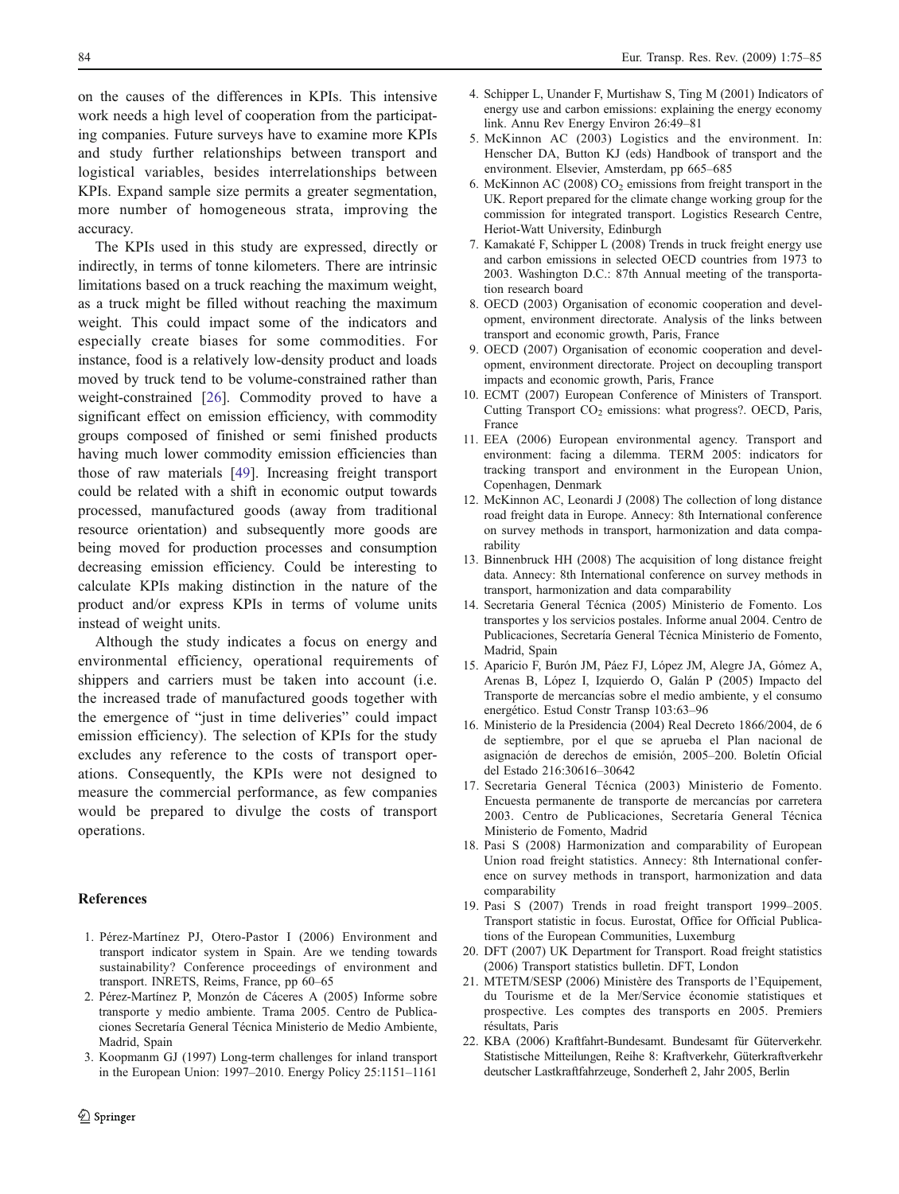on the causes of the differences in KPIs. This intensive work needs a high level of cooperation from the participating companies. Future surveys have to examine more KPIs and study further relationships between transport and logistical variables, besides interrelationships between KPIs. Expand sample size permits a greater segmentation, more number of homogeneous strata, improving the accuracy.

The KPIs used in this study are expressed, directly or indirectly, in terms of tonne kilometers. There are intrinsic limitations based on a truck reaching the maximum weight, as a truck might be filled without reaching the maximum weight. This could impact some of the indicators and especially create biases for some commodities. For instance, food is a relatively low-density product and loads moved by truck tend to be volume-constrained rather than weight-constrained [26]. Commodity proved to have a significant effect on emission efficiency, with commodity groups composed of finished or semi finished products having much lower commodity emission efficiencies than those of raw materials [49]. Increasing freight transport could be related with a shift in economic output towards processed, manufactured goods (away from traditional resource orientation) and subsequently more goods are being moved for production processes and consumption decreasing emission efficiency. Could be interesting to calculate KPIs making distinction in the nature of the product and/or express KPIs in terms of volume units instead of weight units.

Although the study indicates a focus on energy and environmental efficiency, operational requirements of shippers and carriers must be taken into account (i.e. the increased trade of manufactured goods together with the emergence of "just in time deliveries" could impact emission efficiency). The selection of KPIs for the study excludes any reference to the costs of transport operations. Consequently, the KPIs were not designed to measure the commercial performance, as few companies would be prepared to divulge the costs of transport operations.

## References

1. Pérez-Martínez PJ, Otero-Pastor I (2006) Environment and transport indicator system in Spain. Are we tending towards sustainability? Conference proceedings of environment and transport. INRETS, Reims, France, pp 60–65
2. Pérez-Martínez P, Monzón de Cáceres A (2005) Informe sobre transporte y medio ambiente. Trama 2005. Centro de Publicaciones Secretaría General Técnica Ministerio de Medio Ambiente, Madrid, Spain
3. Koopmanm GJ (1997) Long-term challenges for inland transport in the European Union: 1997–2010. Energy Policy 25:1151–1161
4. Schipper L, Unander F, Murtishaw S, Ting M (2001) Indicators of energy use and carbon emissions: explaining the energy economy link. Annu Rev Energy Environ 26:49–81
5. McKinnon AC (2003) Logistics and the environment. In: Henscher DA, Button KJ (eds) Handbook of transport and the environment. Elsevier, Amsterdam, pp 665–685
6. McKinnon AC (2008) $CO_2$ emissions from freight transport in the UK. Report prepared for the climate change working group for the commission for integrated transport. Logistics Research Centre, Heriot-Watt University, Edinburgh
7. Kamakaté F, Schipper L (2008) Trends in truck freight energy use and carbon emissions in selected OECD countries from 1973 to 2003. Washington D.C.: 87th Annual meeting of the transportation research board
8. OECD (2003) Organisation of economic cooperation and development, environment directorate. Analysis of the links between transport and economic growth, Paris, France
9. OECD (2007) Organisation of economic cooperation and development, environment directorate. Project on decoupling transport impacts and economic growth, Paris, France
10. ECMT (2007) European Conference of Ministers of Transport. Cutting Transport $CO_2$ emissions: what progress?. OECD, Paris, France
11. EEA (2006) European environmental agency. Transport and environment: facing a dilemma. TERM 2005: indicators for tracking transport and environment in the European Union, Copenhagen, Denmark
12. McKinnon AC, Leonardi J (2008) The collection of long distance road freight data in Europe. Annecy: 8th International conference on survey methods in transport, harmonization and data comparability
13. Binnenbruck HH (2008) The acquisition of long distance freight data. Annecy: 8th International conference on survey methods in transport, harmonization and data comparability
14. Secretaria General Técnica (2005) Ministerio de Fomento. Los transportes y los servicios postales. Informe anual 2004. Centro de Publicaciones, Secretaría General Técnica Ministerio de Fomento, Madrid, Spain
15. Aparicio F, Burón JM, Páez FJ, López JM, Alegre JA, Gómez A, Arenas B, López I, Izquierdo O, Galán P (2005) Impacto del Transporte de mercancías sobre el medio ambiente, y el consumo energético. Estud Constr Transp 103:63–96
16. Ministerio de la Presidencia (2004) Real Decreto 1866/2004, de 6 de septiembre, por el que se aprueba el Plan nacional de asignación de derechos de emisión, 2005–200. Boletín Oficial del Estado 216:30616–30642
17. Secretaria General Técnica (2003) Ministerio de Fomento. Encuesta permanente de transporte de mercancías por carretera 2003. Centro de Publicaciones, Secretaría General Técnica Ministerio de Fomento, Madrid
18. Pasi S (2008) Harmonization and comparability of European Union road freight statistics. Annecy: 8th International conference on survey methods in transport, harmonization and data comparability
19. Pasi S (2007) Trends in road freight transport 1999–2005. Transport statistic in focus. Eurostat, Office for Official Publications of the European Communities, Luxemburg
20. DFT (2007) UK Department for Transport. Road freight statistics (2006) Transport statistics bulletin. DFT, London
21. MTETM/SESP (2006) Ministère des Transports de l'Equipement, du Tourisme et de la Mer/Service économie statistiques et prospective. Les comptes des transports en 2005. Premiers résultats, Paris
22. KBA (2006) Kraftfahrt-Bundesamt. Bundesamt für Güterverkehr. Statistische Mitteilungen, Reihe 8: Kraftverkehr, Güterkraftverkehr deutscher Lastkraftfahrzeuge, Sonderheft 2, Jahr 2005, Berlin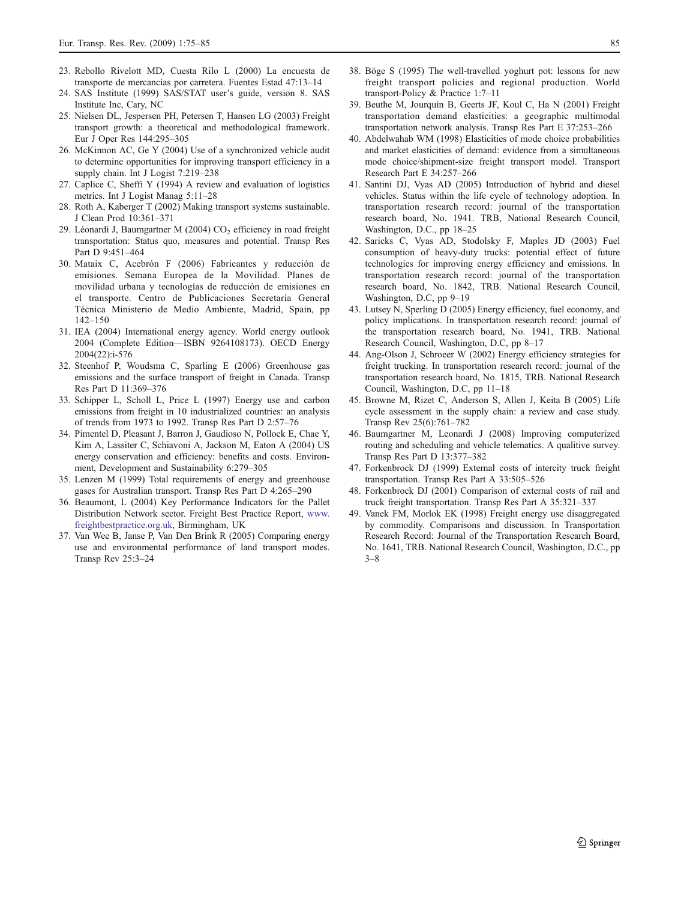23. Rebollo Rivelott MD, Cuesta Rilo L (2000) La encuesta de transporte de mercancías por carretera. Fuentes Estad 47:13–14
24. SAS Institute (1999) SAS/STAT user's guide, version 8. SAS Institute Inc, Cary, NC
25. Nielsen DL, Jespersen PH, Petersen T, Hansen LG (2003) Freight transport growth: a theoretical and methodological framework. Eur J Oper Res 144:295–305
26. McKinnon AC, Ge Y (2004) Use of a synchronized vehicle audit to determine opportunities for improving transport efficiency in a supply chain. Int J Logist 7:219–238
27. Caplice C, Sheffi Y (1994) A review and evaluation of logistics metrics. Int J Logist Manag 5:11–28
28. Roth A, Kaberger T (2002) Making transport systems sustainable. J Clean Prod 10:361–371
29. Léonardi J, Baumgartner M (2004) $CO_2$ efficiency in road freight transportation: Status quo, measures and potential. Transp Res Part D 9:451–464
30. Mataix C, Acebrón F (2006) Fabricantes y reducción de emisiones. Semana Europea de la Movilidad. Planes de movilidad urbana y tecnologías de reducción de emisiones en el transporte. Centro de Publicaciones Secretaría General Técnica Ministerio de Medio Ambiente, Madrid, Spain, pp 142–150
31. IEA (2004) International energy agency. World energy outlook 2004 (Complete Edition—ISBN 9264108173). OECD Energy 2004(22):i-576
32. Steenhof P, Woudsma C, Sparling E (2006) Greenhouse gas emissions and the surface transport of freight in Canada. Transp Res Part D 11:369–376
33. Schipper L, Scholl L, Price L (1997) Energy use and carbon emissions from freight in 10 industrialized countries: an analysis of trends from 1973 to 1992. Transp Res Part D 2:57–76
34. Pimentel D, Pleasant J, Barron J, Gaudioso N, Pollock E, Chae Y, Kim A, Lassiter C, Schiavoni A, Jackson M, Eaton A (2004) US energy conservation and efficiency: benefits and costs. Environment, Development and Sustainability 6:279–305
35. Lenzen M (1999) Total requirements of energy and greenhouse gases for Australian transport. Transp Res Part D 4:265–290
36. Beaumont, L (2004) Key Performance Indicators for the Pallet Distribution Network sector. Freight Best Practice Report, www.freightbestpractice.org.uk, Birmingham, UK
37. Van Wee B, Janse P, Van Den Brink R (2005) Comparing energy use and environmental performance of land transport modes. Transp Rev 25:3–24
38. Böge S (1995) The well-travelled yoghurt pot: lessons for new freight transport policies and regional production. World transport-Policy & Practice 1:7–11
39. Beuthe M, Jourquin B, Geerts JF, Koul C, Ha N (2001) Freight transportation demand elasticities: a geographic multimodal transportation network analysis. Transp Res Part E 37:253–266
40. Abdelwahab WM (1998) Elasticities of mode choice probabilities and market elasticities of demand: evidence from a simultaneous mode choice/shipment-size freight transport model. Transport Research Part E 34:257–266
41. Santini DJ, Vyas AD (2005) Introduction of hybrid and diesel vehicles. Status within the life cycle of technology adoption. In transportation research record: journal of the transportation research board, No. 1941. TRB, National Research Council, Washington, D.C., pp 18–25
42. Saricks C, Vyas AD, Stodolsky F, Maples JD (2003) Fuel consumption of heavy-duty trucks: potential effect of future technologies for improving energy efficiency and emissions. In transportation research record: journal of the transportation research board, No. 1842, TRB. National Research Council, Washington, D.C, pp 9–19
43. Lutsey N, Sperling D (2005) Energy efficiency, fuel economy, and policy implications. In transportation research record: journal of the transportation research board, No. 1941, TRB. National Research Council, Washington, D.C, pp 8–17
44. Ang-Olson J, Schroeer W (2002) Energy efficiency strategies for freight trucking. In transportation research record: journal of the transportation research board, No. 1815, TRB. National Research Council, Washington, D.C, pp 11–18
45. Browne M, Rizet C, Anderson S, Allen J, Keita B (2005) Life cycle assessment in the supply chain: a review and case study. Transp Rev 25(6):761–782
46. Baumgartner M, Leonardi J (2008) Improving computerized routing and scheduling and vehicle telematics. A qualitive survey. Transp Res Part D 13:377–382
47. Forkenbrock DJ (1999) External costs of intercity truck freight transportation. Transp Res Part A 33:505–526
48. Forkenbrock DJ (2001) Comparison of external costs of rail and truck freight transportation. Transp Res Part A 35:321–337
49. Vanek FM, Morlok EK (1998) Freight energy use disaggregated by commodity. Comparisons and discussion. In Transportation Research Record: Journal of the Transportation Research Board, No. 1641, TRB. National Research Council, Washington, D.C., pp 3–8